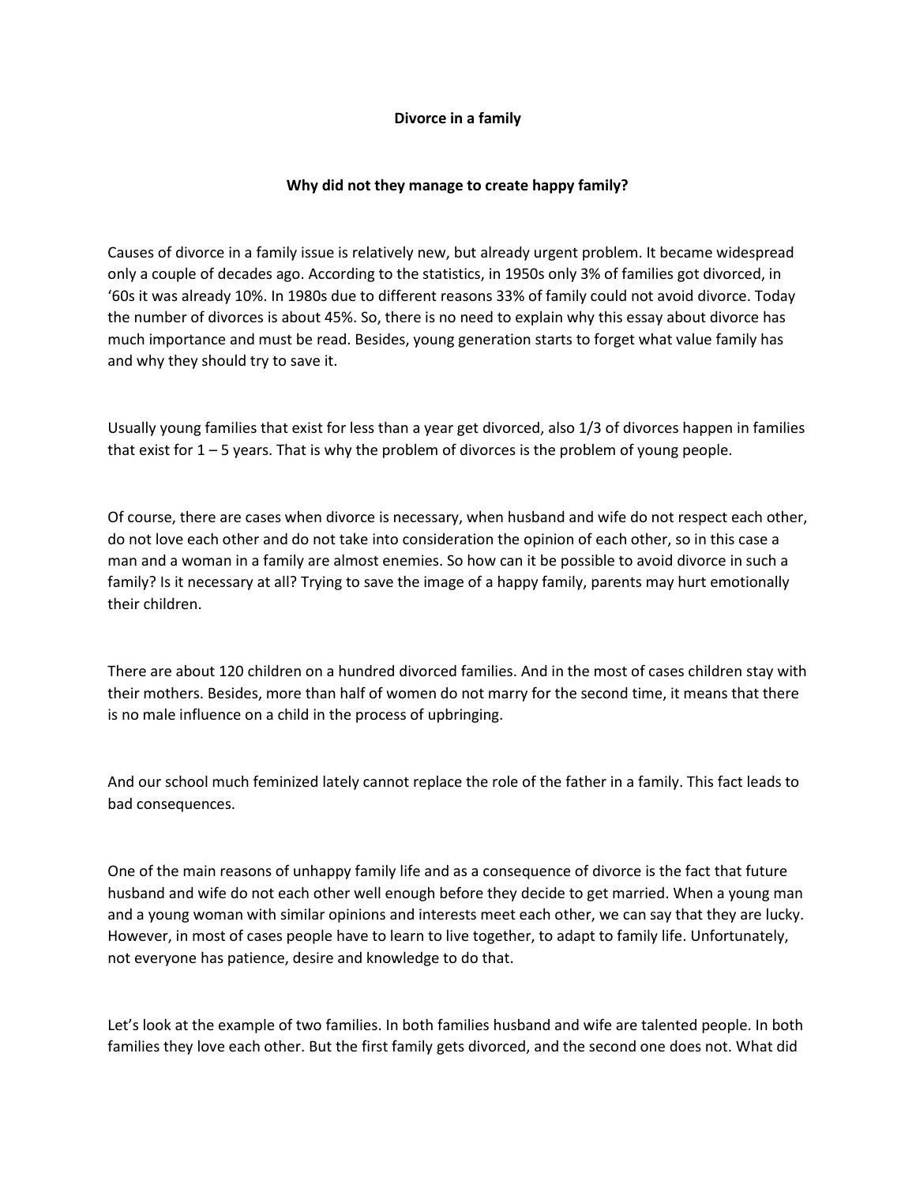**Divorce in a family**

**Why did not they manage to create happy family?**

Causes of divorce in a family issue is relatively new, but already urgent problem. It became widespread only a couple of decades ago. According to the statistics, in 1950s only 3% of families got divorced, in '60s it was already 10%. In 1980s due to different reasons 33% of family could not avoid divorce. Today the number of divorces is about 45%. So, there is no need to explain why this essay about divorce has much importance and must be read. Besides, young generation starts to forget what value family has and why they should try to save it.

Usually young families that exist for less than a year get divorced, also 1/3 of divorces happen in families that exist for 1 – 5 years. That is why the problem of divorces is the problem of young people.

Of course, there are cases when divorce is necessary, when husband and wife do not respect each other, do not love each other and do not take into consideration the opinion of each other, so in this case a man and a woman in a family are almost enemies. So how can it be possible to avoid divorce in such a family? Is it necessary at all? Trying to save the image of a happy family, parents may hurt emotionally their children.

There are about 120 children on a hundred divorced families. And in the most of cases children stay with their mothers. Besides, more than half of women do not marry for the second time, it means that there is no male influence on a child in the process of upbringing.

And our school much feminized lately cannot replace the role of the father in a family. This fact leads to bad consequences.

One of the main reasons of unhappy family life and as a consequence of divorce is the fact that future husband and wife do not each other well enough before they decide to get married. When a young man and a young woman with similar opinions and interests meet each other, we can say that they are lucky. However, in most of cases people have to learn to live together, to adapt to family life. Unfortunately, not everyone has patience, desire and knowledge to do that.

Let's look at the example of two families. In both families husband and wife are talented people. In both families they love each other. But the first family gets divorced, and the second one does not. What did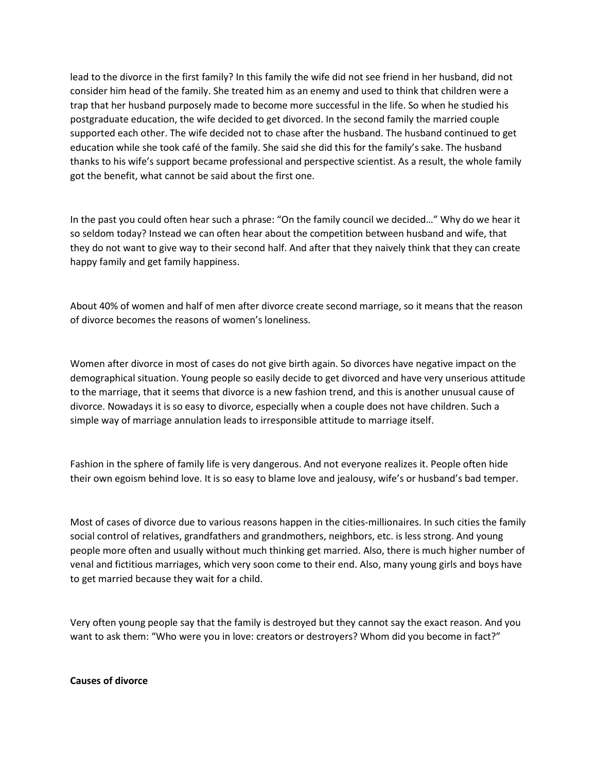lead to the divorce in the first family? In this family the wife did not see friend in her husband, did not consider him head of the family. She treated him as an enemy and used to think that children were a trap that her husband purposely made to become more successful in the life. So when he studied his postgraduate education, the wife decided to get divorced. In the second family the married couple supported each other. The wife decided not to chase after the husband. The husband continued to get education while she took café of the family. She said she did this for the family's sake. The husband thanks to his wife's support became professional and perspective scientist. As a result, the whole family got the benefit, what cannot be said about the first one.

In the past you could often hear such a phrase: "On the family council we decided…" Why do we hear it so seldom today? Instead we can often hear about the competition between husband and wife, that they do not want to give way to their second half. And after that they naively think that they can create happy family and get family happiness.

About 40% of women and half of men after divorce create second marriage, so it means that the reason of divorce becomes the reasons of women's loneliness.

Women after divorce in most of cases do not give birth again. So divorces have negative impact on the demographical situation. Young people so easily decide to get divorced and have very unserious attitude to the marriage, that it seems that divorce is a new fashion trend, and this is another unusual cause of divorce. Nowadays it is so easy to divorce, especially when a couple does not have children. Such a simple way of marriage annulation leads to irresponsible attitude to marriage itself.

Fashion in the sphere of family life is very dangerous. And not everyone realizes it. People often hide their own egoism behind love. It is so easy to blame love and jealousy, wife's or husband's bad temper.

Most of cases of divorce due to various reasons happen in the cities-millionaires. In such cities the family social control of relatives, grandfathers and grandmothers, neighbors, etc. is less strong. And young people more often and usually without much thinking get married. Also, there is much higher number of venal and fictitious marriages, which very soon come to their end. Also, many young girls and boys have to get married because they wait for a child.

Very often young people say that the family is destroyed but they cannot say the exact reason. And you want to ask them: "Who were you in love: creators or destroyers? Whom did you become in fact?"

**Causes of divorce**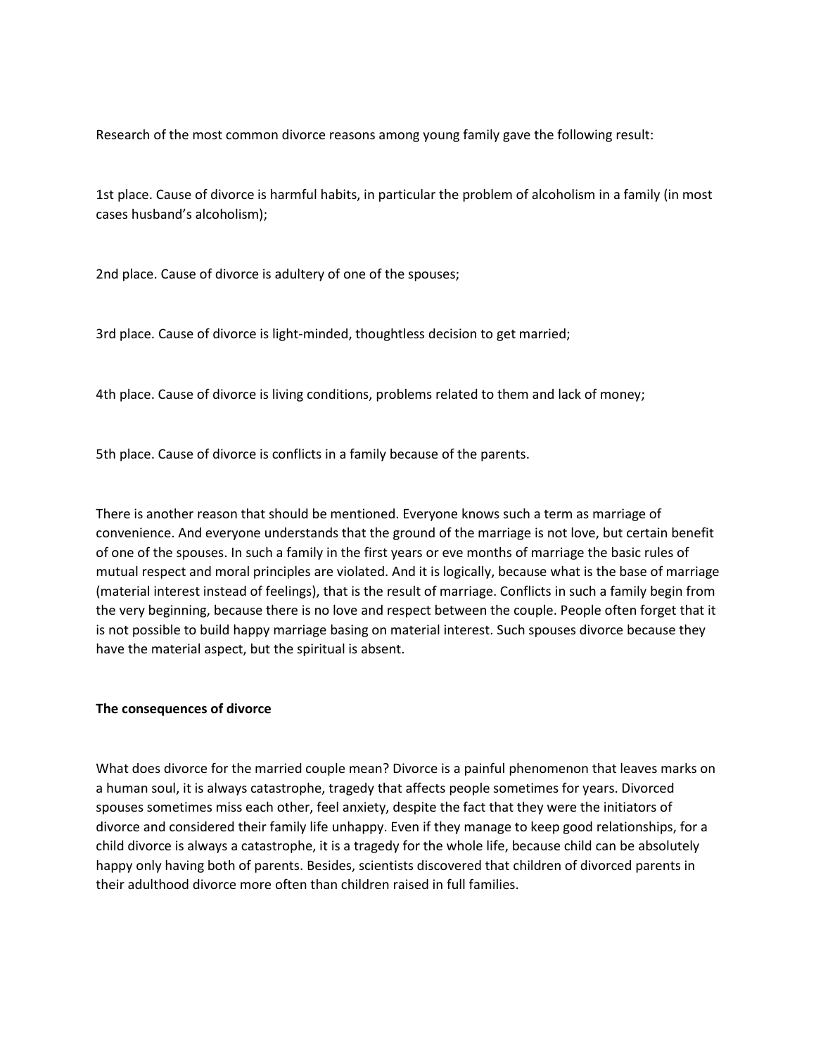Research of the most common divorce reasons among young family gave the following result:

1st place. Cause of divorce is harmful habits, in particular the problem of alcoholism in a family (in most cases husband's alcoholism);

2nd place. Cause of divorce is adultery of one of the spouses;

3rd place. Cause of divorce is light-minded, thoughtless decision to get married;

4th place. Cause of divorce is living conditions, problems related to them and lack of money;

5th place. Cause of divorce is conflicts in a family because of the parents.

There is another reason that should be mentioned. Everyone knows such a term as marriage of convenience. And everyone understands that the ground of the marriage is not love, but certain benefit of one of the spouses. In such a family in the first years or eve months of marriage the basic rules of mutual respect and moral principles are violated. And it is logically, because what is the base of marriage (material interest instead of feelings), that is the result of marriage. Conflicts in such a family begin from the very beginning, because there is no love and respect between the couple. People often forget that it is not possible to build happy marriage basing on material interest. Such spouses divorce because they have the material aspect, but the spiritual is absent.

**The consequences of divorce**

What does divorce for the married couple mean? Divorce is a painful phenomenon that leaves marks on a human soul, it is always catastrophe, tragedy that affects people sometimes for years. Divorced spouses sometimes miss each other, feel anxiety, despite the fact that they were the initiators of divorce and considered their family life unhappy. Even if they manage to keep good relationships, for a child divorce is always a catastrophe, it is a tragedy for the whole life, because child can be absolutely happy only having both of parents. Besides, scientists discovered that children of divorced parents in their adulthood divorce more often than children raised in full families.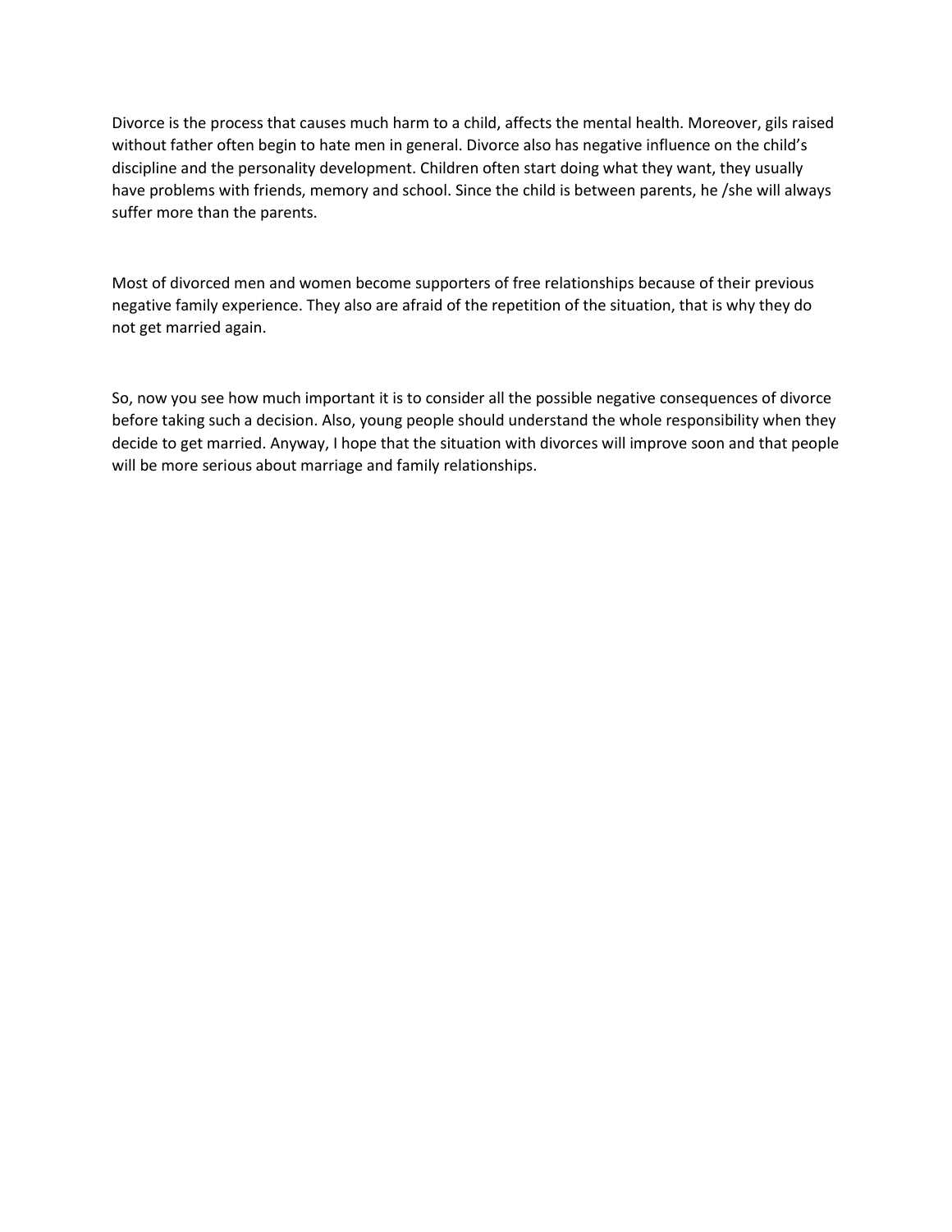Divorce is the process that causes much harm to a child, affects the mental health. Moreover, gils raised without father often begin to hate men in general. Divorce also has negative influence on the child's discipline and the personality development. Children often start doing what they want, they usually have problems with friends, memory and school. Since the child is between parents, he /she will always suffer more than the parents.

Most of divorced men and women become supporters of free relationships because of their previous negative family experience. They also are afraid of the repetition of the situation, that is why they do not get married again.

So, now you see how much important it is to consider all the possible negative consequences of divorce before taking such a decision. Also, young people should understand the whole responsibility when they decide to get married. Anyway, I hope that the situation with divorces will improve soon and that people will be more serious about marriage and family relationships.